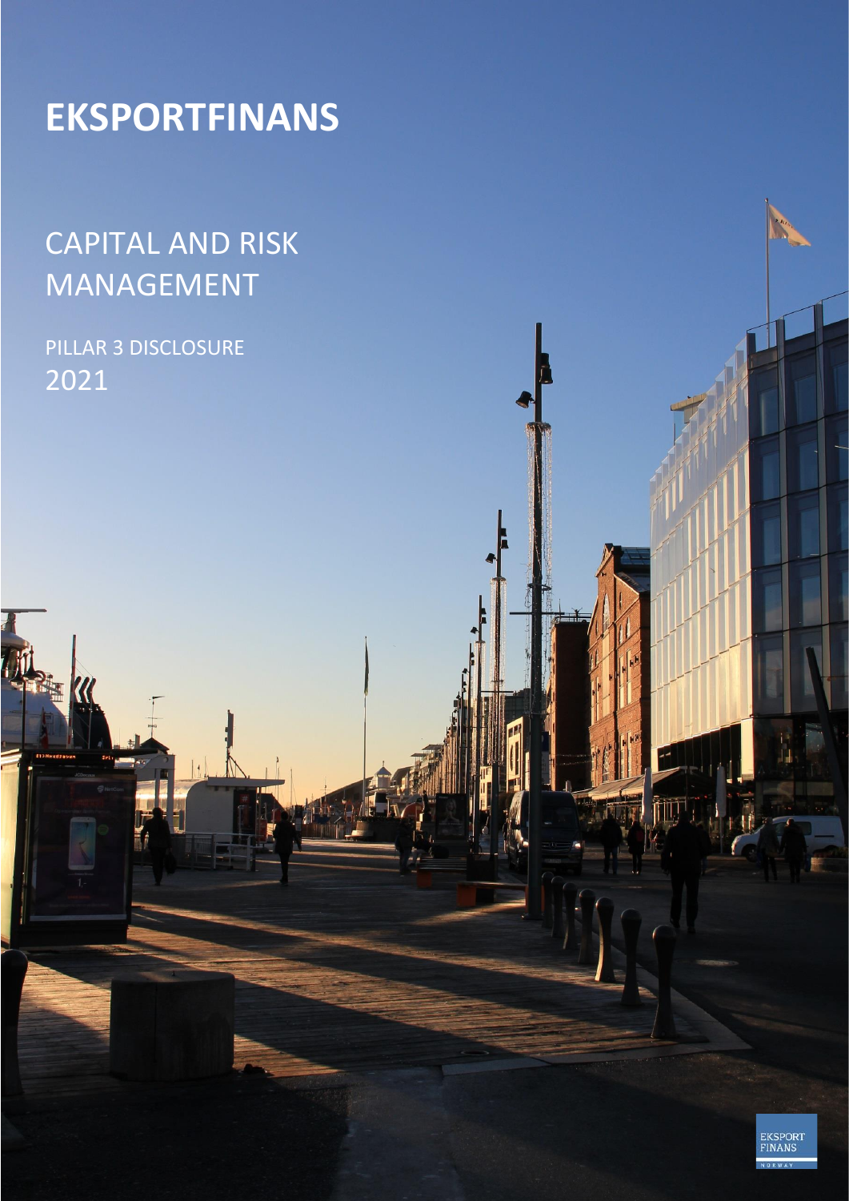# EKSPORTFINANS

## CAPITAL AND RISK MANAGEMENT

PILLAR 3 DISCLOSURE

2021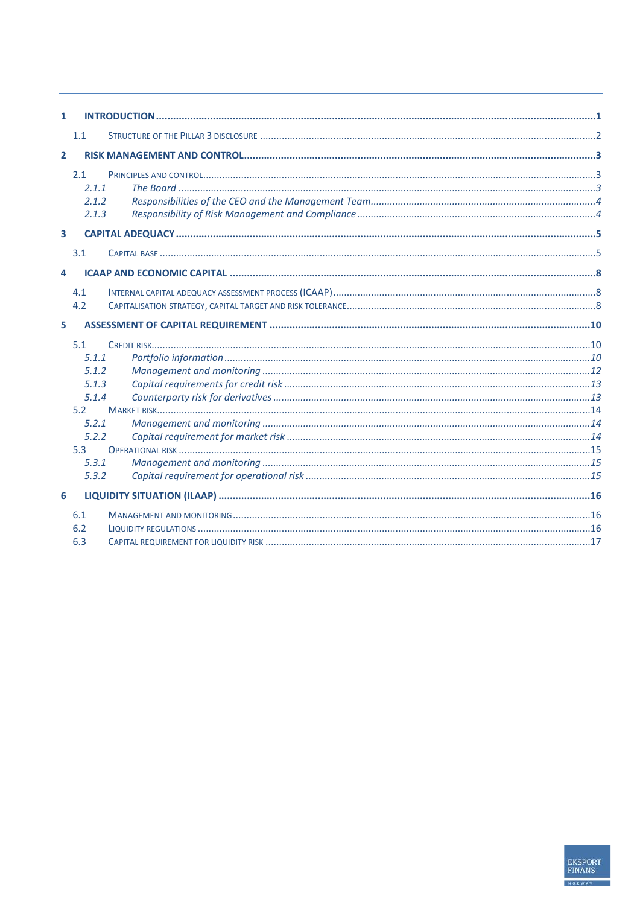| | | |
|---|---|---|
| **1** | **INTRODUCTION** | **1** |
| 1.1 | STRUCTURE OF THE PILLAR 3 DISCLOSURE | 2 |
| **2** | **RISK MANAGEMENT AND CONTROL** | **3** |
| 2.1 | PRINCIPLES AND CONTROL | 3 |
| *2.1.1* | *The Board* | *3* |
| *2.1.2* | *Responsibilities of the CEO and the Management Team* | *4* |
| *2.1.3* | *Responsibility of Risk Management and Compliance* | *4* |
| **3** | **CAPITAL ADEQUACY** | **5** |
| 3.1 | CAPITAL BASE | 5 |
| **4** | **ICAAP AND ECONOMIC CAPITAL** | **8** |
| 4.1 | INTERNAL CAPITAL ADEQUACY ASSESSMENT PROCESS (ICAAP) | 8 |
| 4.2 | CAPITALISATION STRATEGY, CAPITAL TARGET AND RISK TOLERANCE | 8 |
| **5** | **ASSESSMENT OF CAPITAL REQUIREMENT** | **10** |
| 5.1 | CREDIT RISK | 10 |
| *5.1.1* | *Portfolio information* | *10* |
| *5.1.2* | *Management and monitoring* | *12* |
| *5.1.3* | *Capital requirements for credit risk* | *13* |
| *5.1.4* | *Counterparty risk for derivatives* | *13* |
| 5.2 | MARKET RISK | 14 |
| *5.2.1* | *Management and monitoring* | *14* |
| *5.2.2* | *Capital requirement for market risk* | *14* |
| 5.3 | OPERATIONAL RISK | 15 |
| *5.3.1* | *Management and monitoring* | *15* |
| *5.3.2* | *Capital requirement for operational risk* | *15* |
| **6** | **LIQUIDITY SITUATION (ILAAP)** | **16** |
| 6.1 | MANAGEMENT AND MONITORING | 16 |
| 6.2 | LIQUIDITY REGULATIONS | 16 |
| 6.3 | CAPITAL REQUIREMENT FOR LIQUIDITY RISK | 17 |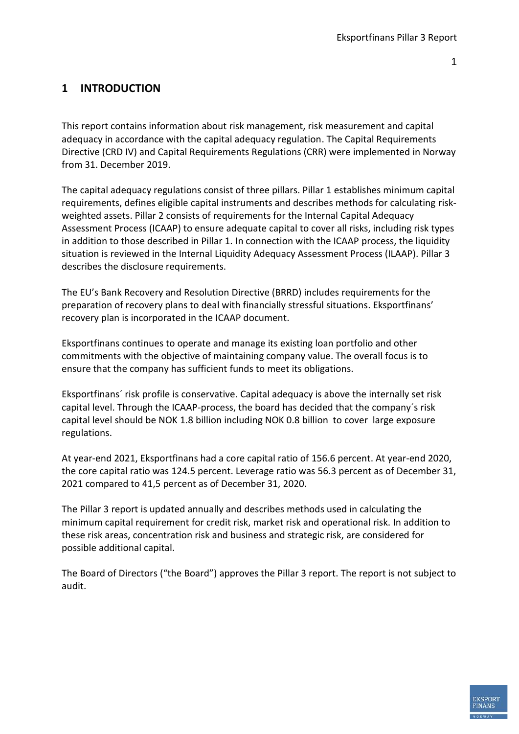# 1 INTRODUCTION

This report contains information about risk management, risk measurement and capital adequacy in accordance with the capital adequacy regulation. The Capital Requirements Directive (CRD IV) and Capital Requirements Regulations (CRR) were implemented in Norway from 31. December 2019.

The capital adequacy regulations consist of three pillars. Pillar 1 establishes minimum capital requirements, defines eligible capital instruments and describes methods for calculating risk-weighted assets. Pillar 2 consists of requirements for the Internal Capital Adequacy Assessment Process (ICAAP) to ensure adequate capital to cover all risks, including risk types in addition to those described in Pillar 1. In connection with the ICAAP process, the liquidity situation is reviewed in the Internal Liquidity Adequacy Assessment Process (ILAAP). Pillar 3 describes the disclosure requirements.

The EU's Bank Recovery and Resolution Directive (BRRD) includes requirements for the preparation of recovery plans to deal with financially stressful situations. Eksportfinans' recovery plan is incorporated in the ICAAP document.

Eksportfinans continues to operate and manage its existing loan portfolio and other commitments with the objective of maintaining company value. The overall focus is to ensure that the company has sufficient funds to meet its obligations.

Eksportfinans´ risk profile is conservative. Capital adequacy is above the internally set risk capital level. Through the ICAAP-process, the board has decided that the company´s risk capital level should be NOK 1.8 billion including NOK 0.8 billion to cover large exposure regulations.

At year-end 2021, Eksportfinans had a core capital ratio of 156.6 percent. At year-end 2020, the core capital ratio was 124.5 percent. Leverage ratio was 56.3 percent as of December 31, 2021 compared to 41,5 percent as of December 31, 2020.

The Pillar 3 report is updated annually and describes methods used in calculating the minimum capital requirement for credit risk, market risk and operational risk. In addition to these risk areas, concentration risk and business and strategic risk, are considered for possible additional capital.

The Board of Directors ("the Board") approves the Pillar 3 report. The report is not subject to audit.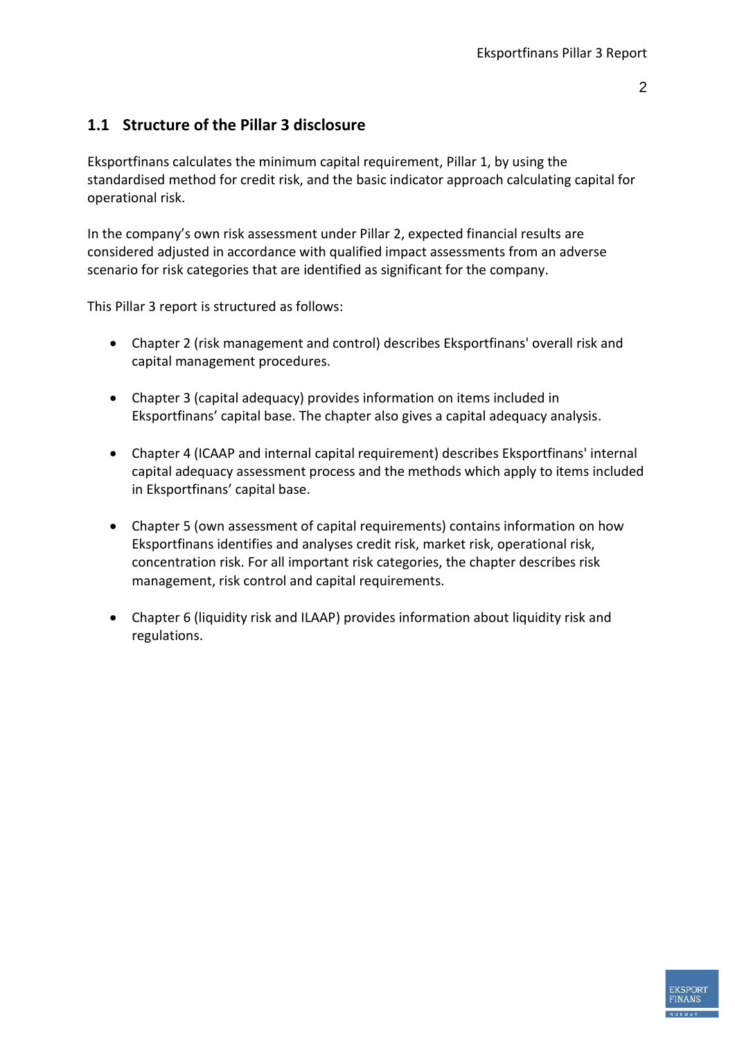## 1.1 Structure of the Pillar 3 disclosure

Eksportfinans calculates the minimum capital requirement, Pillar 1, by using the standardised method for credit risk, and the basic indicator approach calculating capital for operational risk.

In the company's own risk assessment under Pillar 2, expected financial results are considered adjusted in accordance with qualified impact assessments from an adverse scenario for risk categories that are identified as significant for the company.

This Pillar 3 report is structured as follows:

- Chapter 2 (risk management and control) describes Eksportfinans' overall risk and capital management procedures.
- Chapter 3 (capital adequacy) provides information on items included in Eksportfinans' capital base. The chapter also gives a capital adequacy analysis.
- Chapter 4 (ICAAP and internal capital requirement) describes Eksportfinans' internal capital adequacy assessment process and the methods which apply to items included in Eksportfinans' capital base.
- Chapter 5 (own assessment of capital requirements) contains information on how Eksportfinans identifies and analyses credit risk, market risk, operational risk, concentration risk. For all important risk categories, the chapter describes risk management, risk control and capital requirements.
- Chapter 6 (liquidity risk and ILAAP) provides information about liquidity risk and regulations.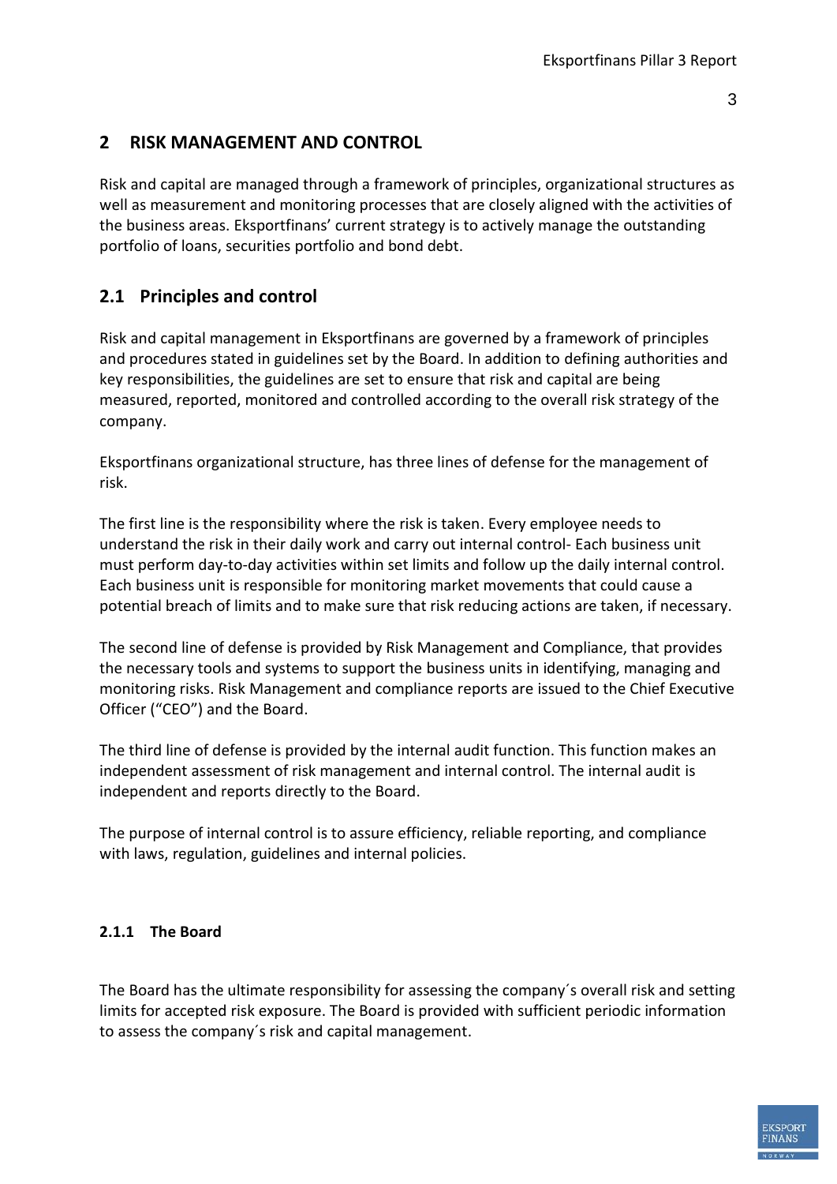# 2 RISK MANAGEMENT AND CONTROL

Risk and capital are managed through a framework of principles, organizational structures as well as measurement and monitoring processes that are closely aligned with the activities of the business areas. Eksportfinans' current strategy is to actively manage the outstanding portfolio of loans, securities portfolio and bond debt.

## 2.1 Principles and control

Risk and capital management in Eksportfinans are governed by a framework of principles and procedures stated in guidelines set by the Board. In addition to defining authorities and key responsibilities, the guidelines are set to ensure that risk and capital are being measured, reported, monitored and controlled according to the overall risk strategy of the company.

Eksportfinans organizational structure, has three lines of defense for the management of risk.

The first line is the responsibility where the risk is taken. Every employee needs to understand the risk in their daily work and carry out internal control- Each business unit must perform day-to-day activities within set limits and follow up the daily internal control. Each business unit is responsible for monitoring market movements that could cause a potential breach of limits and to make sure that risk reducing actions are taken, if necessary.

The second line of defense is provided by Risk Management and Compliance, that provides the necessary tools and systems to support the business units in identifying, managing and monitoring risks. Risk Management and compliance reports are issued to the Chief Executive Officer ("CEO") and the Board.

The third line of defense is provided by the internal audit function. This function makes an independent assessment of risk management and internal control. The internal audit is independent and reports directly to the Board.

The purpose of internal control is to assure efficiency, reliable reporting, and compliance with laws, regulation, guidelines and internal policies.

### 2.1.1 The Board

The Board has the ultimate responsibility for assessing the company´s overall risk and setting limits for accepted risk exposure. The Board is provided with sufficient periodic information to assess the company´s risk and capital management.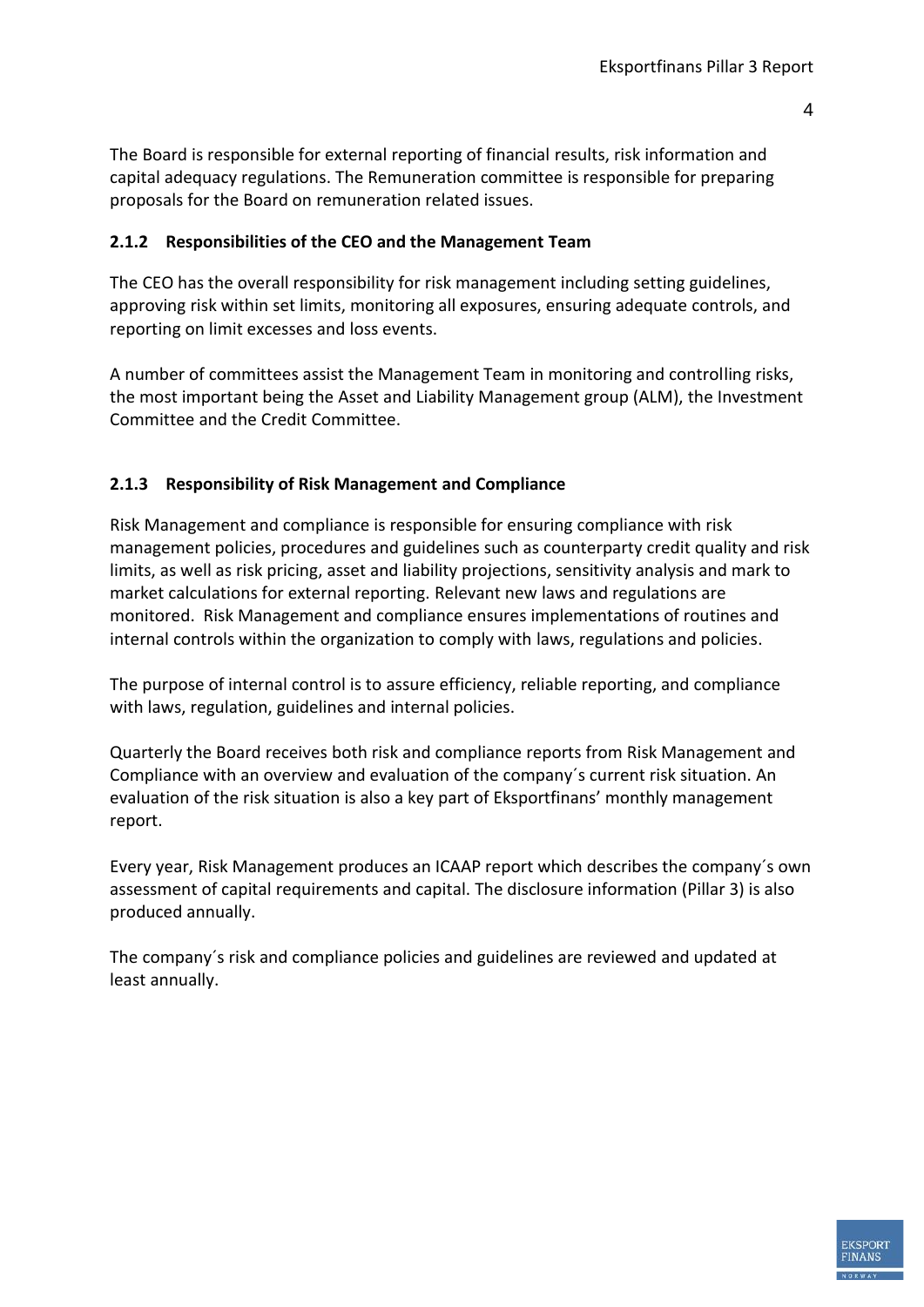The Board is responsible for external reporting of financial results, risk information and capital adequacy regulations. The Remuneration committee is responsible for preparing proposals for the Board on remuneration related issues.

### 2.1.2 Responsibilities of the CEO and the Management Team

The CEO has the overall responsibility for risk management including setting guidelines, approving risk within set limits, monitoring all exposures, ensuring adequate controls, and reporting on limit excesses and loss events.

A number of committees assist the Management Team in monitoring and controlling risks, the most important being the Asset and Liability Management group (ALM), the Investment Committee and the Credit Committee.

### 2.1.3 Responsibility of Risk Management and Compliance

Risk Management and compliance is responsible for ensuring compliance with risk management policies, procedures and guidelines such as counterparty credit quality and risk limits, as well as risk pricing, asset and liability projections, sensitivity analysis and mark to market calculations for external reporting. Relevant new laws and regulations are monitored. Risk Management and compliance ensures implementations of routines and internal controls within the organization to comply with laws, regulations and policies.

The purpose of internal control is to assure efficiency, reliable reporting, and compliance with laws, regulation, guidelines and internal policies.

Quarterly the Board receives both risk and compliance reports from Risk Management and Compliance with an overview and evaluation of the company´s current risk situation. An evaluation of the risk situation is also a key part of Eksportfinans' monthly management report.

Every year, Risk Management produces an ICAAP report which describes the company´s own assessment of capital requirements and capital. The disclosure information (Pillar 3) is also produced annually.

The company´s risk and compliance policies and guidelines are reviewed and updated at least annually.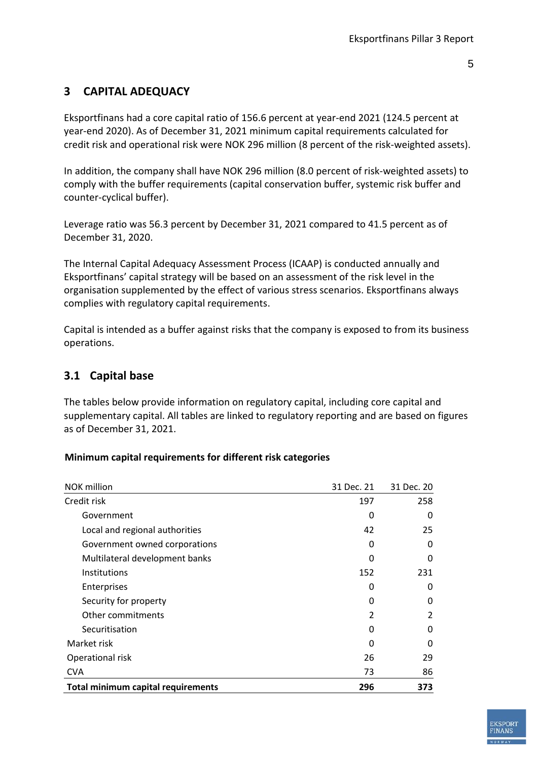# 3 CAPITAL ADEQUACY

Eksportfinans had a core capital ratio of 156.6 percent at year-end 2021 (124.5 percent at year-end 2020). As of December 31, 2021 minimum capital requirements calculated for credit risk and operational risk were NOK 296 million (8 percent of the risk-weighted assets).

In addition, the company shall have NOK 296 million (8.0 percent of risk-weighted assets) to comply with the buffer requirements (capital conservation buffer, systemic risk buffer and counter-cyclical buffer).

Leverage ratio was 56.3 percent by December 31, 2021 compared to 41.5 percent as of December 31, 2020.

The Internal Capital Adequacy Assessment Process (ICAAP) is conducted annually and Eksportfinans' capital strategy will be based on an assessment of the risk level in the organisation supplemented by the effect of various stress scenarios. Eksportfinans always complies with regulatory capital requirements.

Capital is intended as a buffer against risks that the company is exposed to from its business operations.

## 3.1 Capital base

The tables below provide information on regulatory capital, including core capital and supplementary capital. All tables are linked to regulatory reporting and are based on figures as of December 31, 2021.

**Minimum capital requirements for different risk categories**

| NOK million | 31 Dec. 21 | 31 Dec. 20 |
|---|---|---|
| Credit risk | 197 | 258 |
| Government | 0 | 0 |
| Local and regional authorities | 42 | 25 |
| Government owned corporations | 0 | 0 |
| Multilateral development banks | 0 | 0 |
| Institutions | 152 | 231 |
| Enterprises | 0 | 0 |
| Security for property | 0 | 0 |
| Other commitments | 2 | 2 |
| Securitisation | 0 | 0 |
| Market risk | 0 | 0 |
| Operational risk | 26 | 29 |
| CVA | 73 | 86 |
| **Total minimum capital requirements** | **296** | **373** |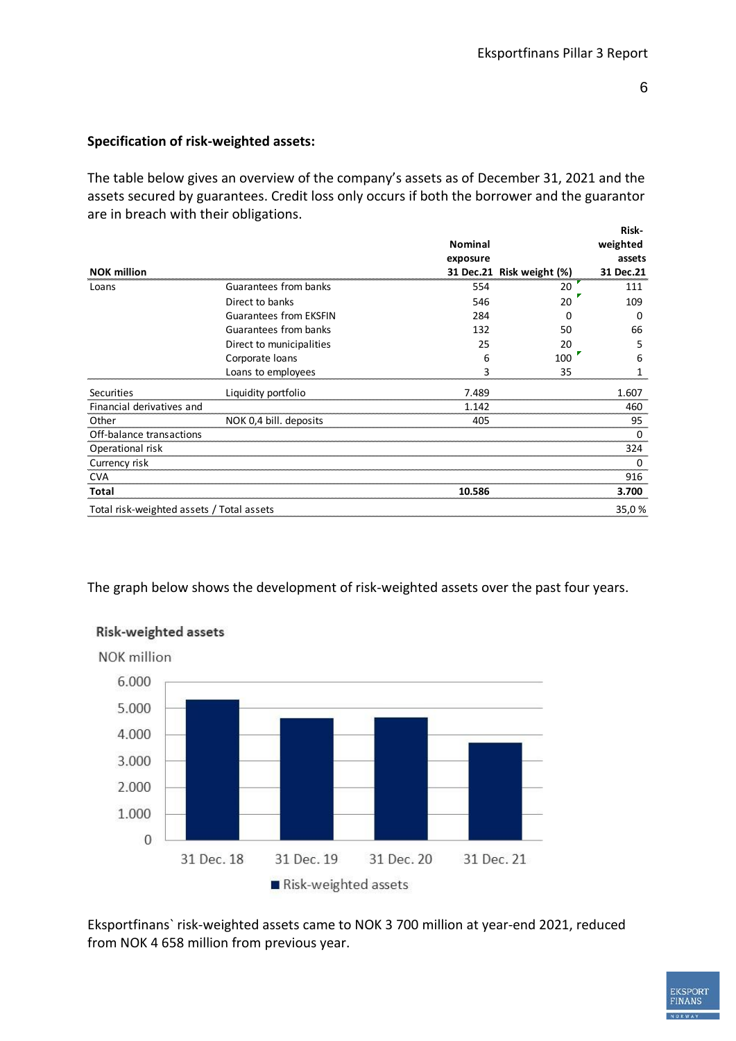**Specification of risk-weighted assets:**

The table below gives an overview of the company's assets as of December 31, 2021 and the assets secured by guarantees. Credit loss only occurs if both the borrower and the guarantor are in breach with their obligations.

| NOK million | | Nominal exposure 31 Dec.21 | Risk weight (%) | Risk-weighted assets 31 Dec.21 |
|---|---|---|---|---|
| Loans | Guarantees from banks | 554 | 20 | 111 |
| | Direct to banks | 546 | 20 | 109 |
| | Guarantees from EKSFIN | 284 | 0 | 0 |
| | Guarantees from banks | 132 | 50 | 66 |
| | Direct to municipalities | 25 | 20 | 5 |
| | Corporate loans | 6 | 100 | 6 |
| | Loans to employees | 3 | 35 | 1 |
| Securities | Liquidity portfolio | 7.489 | | 1.607 |
| Financial derivatives and | | 1.142 | | 460 |
| Other | NOK 0,4 bill. deposits | 405 | | 95 |
| Off-balance transactions | | | | 0 |
| Operational risk | | | | 324 |
| Currency risk | | | | 0 |
| CVA | | | | 916 |
| **Total** | | **10.586** | | **3.700** |
| Total risk-weighted assets / Total assets | | | | 35,0 % |

The graph below shows the development of risk-weighted assets over the past four years.

**Risk-weighted assets**

NOK million

Eksportfinans` risk-weighted assets came to NOK 3 700 million at year-end 2021, reduced from NOK 4 658 million from previous year.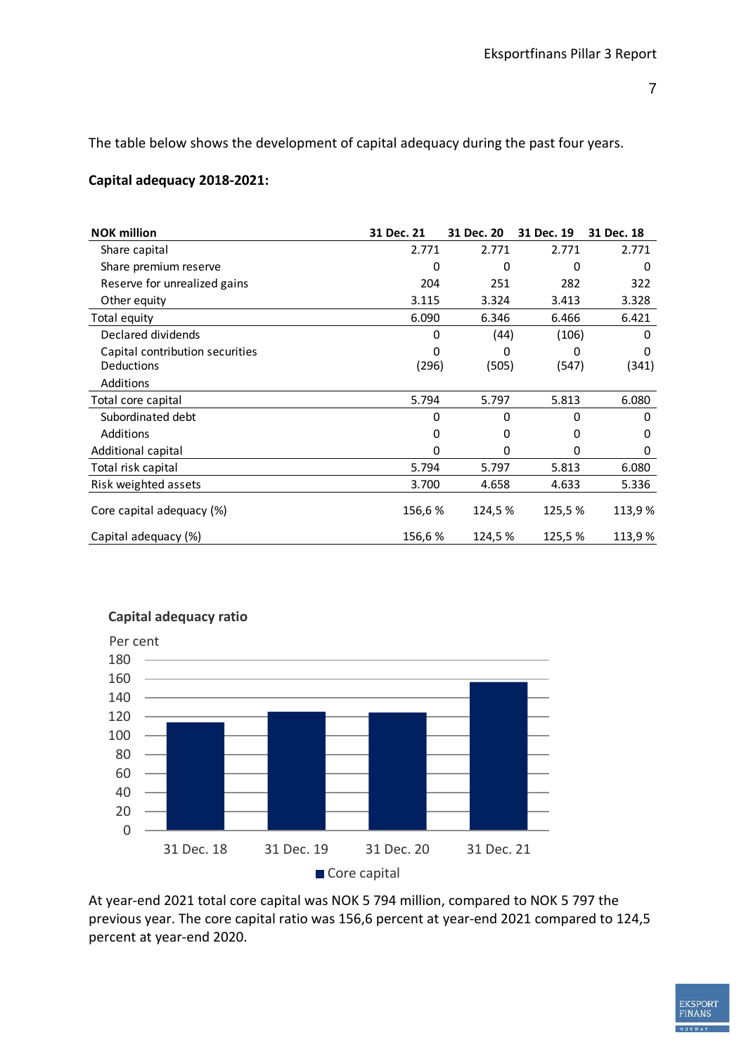The table below shows the development of capital adequacy during the past four years.

**Capital adequacy 2018-2021:**

| NOK million | 31 Dec. 21 | 31 Dec. 20 | 31 Dec. 19 | 31 Dec. 18 |
|---|---|---|---|---|
| Share capital | 2.771 | 2.771 | 2.771 | 2.771 |
| Share premium reserve | 0 | 0 | 0 | 0 |
| Reserve for unrealized gains | 204 | 251 | 282 | 322 |
| Other equity | 3.115 | 3.324 | 3.413 | 3.328 |
| Total equity | 6.090 | 6.346 | 6.466 | 6.421 |
| Declared dividends | 0 | (44) | (106) | 0 |
| Capital contribution securities | 0 | 0 | 0 | 0 |
| Deductions | (296) | (505) | (547) | (341) |
| Additions | | | | |
| Total core capital | 5.794 | 5.797 | 5.813 | 6.080 |
| Subordinated debt | 0 | 0 | 0 | 0 |
| Additions | 0 | 0 | 0 | 0 |
| Additional capital | 0 | 0 | 0 | 0 |
| Total risk capital | 5.794 | 5.797 | 5.813 | 6.080 |
| Risk weighted assets | 3.700 | 4.658 | 4.633 | 5.336 |
| Core capital adequacy (%) | 156,6 % | 124,5 % | 125,5 % | 113,9 % |
| Capital adequacy (%) | 156,6 % | 124,5 % | 125,5 % | 113,9 % |

**Capital adequacy ratio**

At year-end 2021 total core capital was NOK 5 794 million, compared to NOK 5 797 the previous year. The core capital ratio was 156,6 percent at year-end 2021 compared to 124,5 percent at year-end 2020.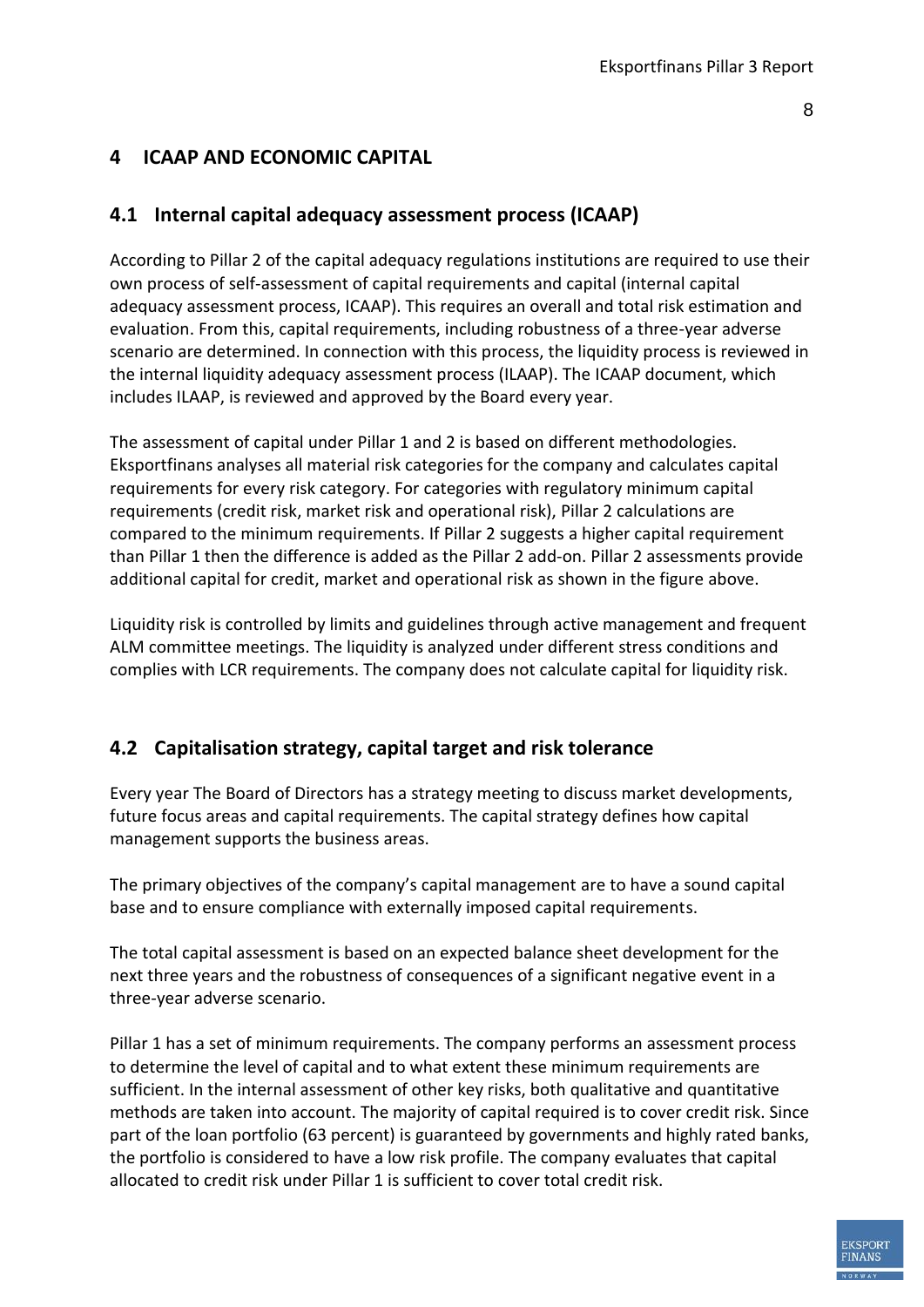# 4 ICAAP AND ECONOMIC CAPITAL

## 4.1 Internal capital adequacy assessment process (ICAAP)

According to Pillar 2 of the capital adequacy regulations institutions are required to use their own process of self-assessment of capital requirements and capital (internal capital adequacy assessment process, ICAAP). This requires an overall and total risk estimation and evaluation. From this, capital requirements, including robustness of a three-year adverse scenario are determined. In connection with this process, the liquidity process is reviewed in the internal liquidity adequacy assessment process (ILAAP). The ICAAP document, which includes ILAAP, is reviewed and approved by the Board every year.

The assessment of capital under Pillar 1 and 2 is based on different methodologies. Eksportfinans analyses all material risk categories for the company and calculates capital requirements for every risk category. For categories with regulatory minimum capital requirements (credit risk, market risk and operational risk), Pillar 2 calculations are compared to the minimum requirements. If Pillar 2 suggests a higher capital requirement than Pillar 1 then the difference is added as the Pillar 2 add-on. Pillar 2 assessments provide additional capital for credit, market and operational risk as shown in the figure above.

Liquidity risk is controlled by limits and guidelines through active management and frequent ALM committee meetings. The liquidity is analyzed under different stress conditions and complies with LCR requirements. The company does not calculate capital for liquidity risk.

## 4.2 Capitalisation strategy, capital target and risk tolerance

Every year The Board of Directors has a strategy meeting to discuss market developments, future focus areas and capital requirements. The capital strategy defines how capital management supports the business areas.

The primary objectives of the company's capital management are to have a sound capital base and to ensure compliance with externally imposed capital requirements.

The total capital assessment is based on an expected balance sheet development for the next three years and the robustness of consequences of a significant negative event in a three-year adverse scenario.

Pillar 1 has a set of minimum requirements. The company performs an assessment process to determine the level of capital and to what extent these minimum requirements are sufficient. In the internal assessment of other key risks, both qualitative and quantitative methods are taken into account. The majority of capital required is to cover credit risk. Since part of the loan portfolio (63 percent) is guaranteed by governments and highly rated banks, the portfolio is considered to have a low risk profile. The company evaluates that capital allocated to credit risk under Pillar 1 is sufficient to cover total credit risk.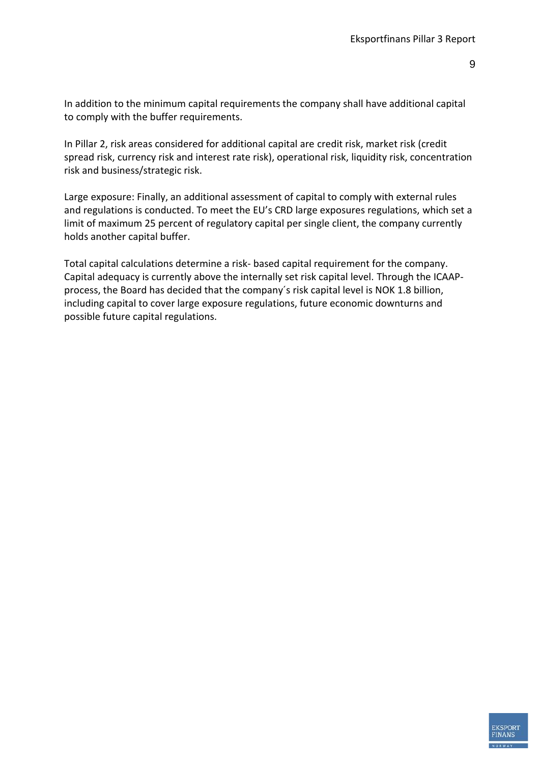In addition to the minimum capital requirements the company shall have additional capital to comply with the buffer requirements.

In Pillar 2, risk areas considered for additional capital are credit risk, market risk (credit spread risk, currency risk and interest rate risk), operational risk, liquidity risk, concentration risk and business/strategic risk.

Large exposure: Finally, an additional assessment of capital to comply with external rules and regulations is conducted. To meet the EU's CRD large exposures regulations, which set a limit of maximum 25 percent of regulatory capital per single client, the company currently holds another capital buffer.

Total capital calculations determine a risk- based capital requirement for the company. Capital adequacy is currently above the internally set risk capital level. Through the ICAAP-process, the Board has decided that the company´s risk capital level is NOK 1.8 billion, including capital to cover large exposure regulations, future economic downturns and possible future capital regulations.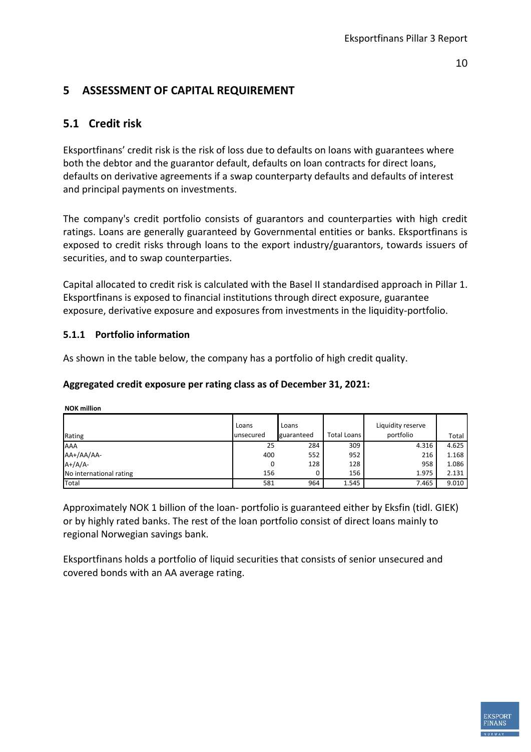# 5 ASSESSMENT OF CAPITAL REQUIREMENT

## 5.1 Credit risk

Eksportfinans' credit risk is the risk of loss due to defaults on loans with guarantees where both the debtor and the guarantor default, defaults on loan contracts for direct loans, defaults on derivative agreements if a swap counterparty defaults and defaults of interest and principal payments on investments.

The company's credit portfolio consists of guarantors and counterparties with high credit ratings. Loans are generally guaranteed by Governmental entities or banks. Eksportfinans is exposed to credit risks through loans to the export industry/guarantors, towards issuers of securities, and to swap counterparties.

Capital allocated to credit risk is calculated with the Basel II standardised approach in Pillar 1. Eksportfinans is exposed to financial institutions through direct exposure, guarantee exposure, derivative exposure and exposures from investments in the liquidity-portfolio.

### 5.1.1 Portfolio information

As shown in the table below, the company has a portfolio of high credit quality.

**Aggregated credit exposure per rating class as of December 31, 2021:**

**NOK million**

| Rating | Loans unsecured | Loans guaranteed | Total Loans | Liquidity reserve portfolio | Total |
|---|---|---|---|---|---|
| AAA | 25 | 284 | 309 | 4.316 | 4.625 |
| AA+/AA/AA- | 400 | 552 | 952 | 216 | 1.168 |
| A+/A/A- | 0 | 128 | 128 | 958 | 1.086 |
| No international rating | 156 | 0 | 156 | 1.975 | 2.131 |
| Total | 581 | 964 | 1.545 | 7.465 | 9.010 |

Approximately NOK 1 billion of the loan- portfolio is guaranteed either by Eksfin (tidl. GIEK) or by highly rated banks. The rest of the loan portfolio consist of direct loans mainly to regional Norwegian savings bank.

Eksportfinans holds a portfolio of liquid securities that consists of senior unsecured and covered bonds with an AA average rating.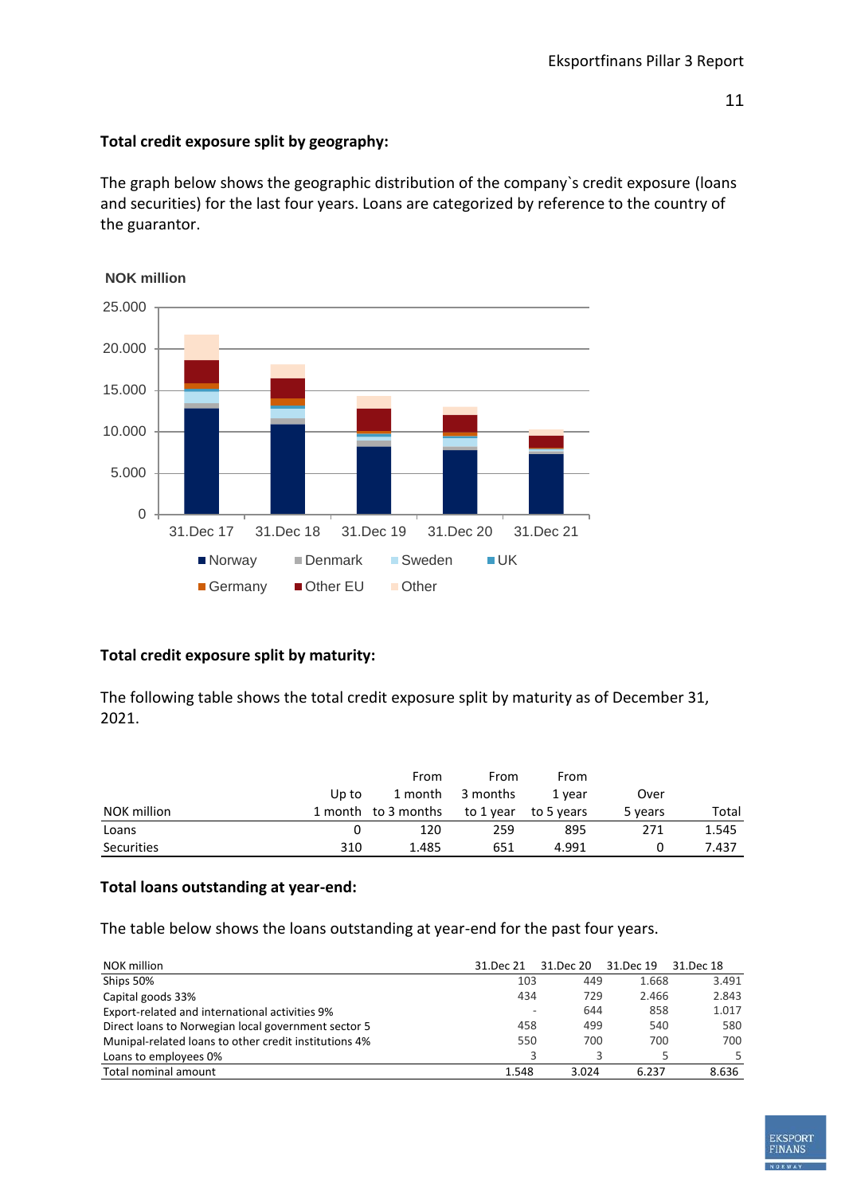**Total credit exposure split by geography:**

The graph below shows the geographic distribution of the company`s credit exposure (loans and securities) for the last four years. Loans are categorized by reference to the country of the guarantor.

NOK million

25.000
20.000
15.000
10.000
5.000
0

31.Dec 17 31.Dec 18 31.Dec 19 31.Dec 20 31.Dec 21

Norway, Denmark, Sweden, UK, Germany, Other EU, Other

**Total credit exposure split by maturity:**

The following table shows the total credit exposure split by maturity as of December 31, 2021.

| NOK million | Up to 1 month | From 1 month to 3 months | From 3 months to 1 year | From 1 year to 5 years | Over 5 years | Total |
|---|---|---|---|---|---|---|
| Loans | 0 | 120 | 259 | 895 | 271 | 1.545 |
| Securities | 310 | 1.485 | 651 | 4.991 | 0 | 7.437 |

**Total loans outstanding at year-end:**

The table below shows the loans outstanding at year-end for the past four years.

| NOK million | 31.Dec 21 | 31.Dec 20 | 31.Dec 19 | 31.Dec 18 |
|---|---|---|---|---|
| Ships 50% | 103 | 449 | 1.668 | 3.491 |
| Capital goods 33% | 434 | 729 | 2.466 | 2.843 |
| Export-related and international activities 9% | - | 644 | 858 | 1.017 |
| Direct loans to Norwegian local government sector 5 | 458 | 499 | 540 | 580 |
| Munipal-related loans to other credit institutions 4% | 550 | 700 | 700 | 700 |
| Loans to employees 0% | 3 | 3 | 5 | 5 |
| Total nominal amount | 1.548 | 3.024 | 6.237 | 8.636 |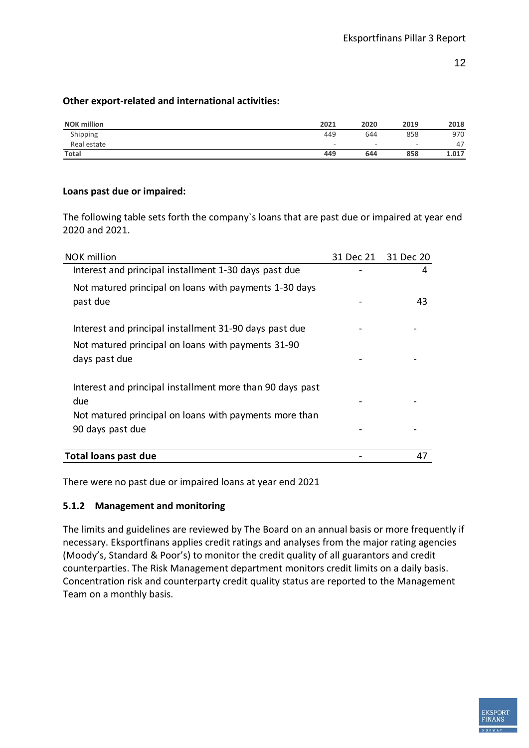**Other export-related and international activities:**

| NOK million | 2021 | 2020 | 2019 | 2018 |
|---|---|---|---|---|
| Shipping | 449 | 644 | 858 | 970 |
| Real estate | - | - | - | 47 |
| **Total** | **449** | **644** | **858** | **1.017** |

**Loans past due or impaired:**

The following table sets forth the company`s loans that are past due or impaired at year end 2020 and 2021.

| NOK million | 31 Dec 21 | 31 Dec 20 |
|---|---|---|
| Interest and principal installment 1-30 days past due | - | 4 |
| Not matured principal on loans with payments 1-30 days past due | - | 43 |
| Interest and principal installment 31-90 days past due | - | - |
| Not matured principal on loans with payments 31-90 days past due | - | - |
| Interest and principal installment more than 90 days past due | - | - |
| Not matured principal on loans with payments more than 90 days past due | - | - |
| **Total loans past due** | - | 47 |

There were no past due or impaired loans at year end 2021

### 5.1.2 Management and monitoring

The limits and guidelines are reviewed by The Board on an annual basis or more frequently if necessary. Eksportfinans applies credit ratings and analyses from the major rating agencies (Moody's, Standard & Poor's) to monitor the credit quality of all guarantors and credit counterparties. The Risk Management department monitors credit limits on a daily basis. Concentration risk and counterparty credit quality status are reported to the Management Team on a monthly basis.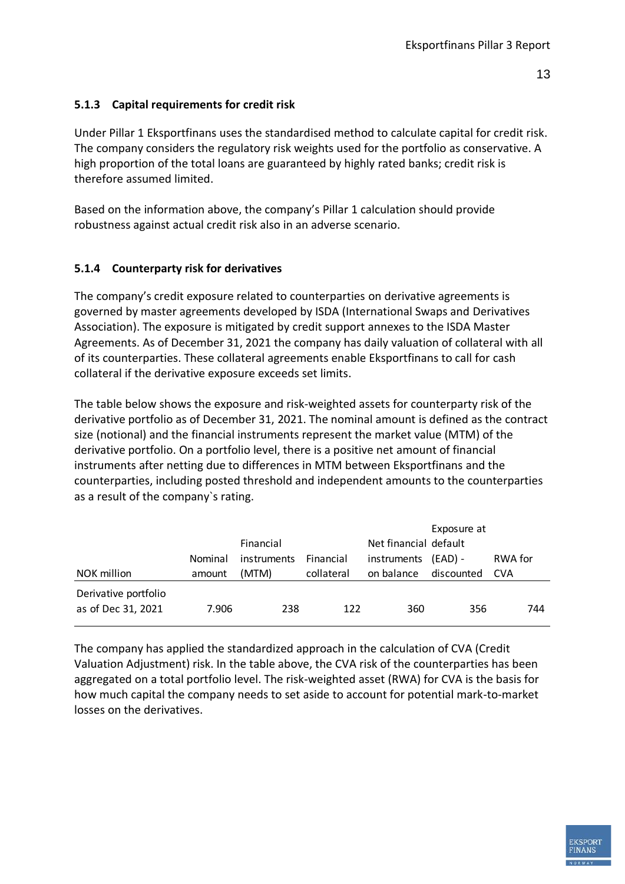### 5.1.3 Capital requirements for credit risk

Under Pillar 1 Eksportfinans uses the standardised method to calculate capital for credit risk. The company considers the regulatory risk weights used for the portfolio as conservative. A high proportion of the total loans are guaranteed by highly rated banks; credit risk is therefore assumed limited.

Based on the information above, the company's Pillar 1 calculation should provide robustness against actual credit risk also in an adverse scenario.

### 5.1.4 Counterparty risk for derivatives

The company's credit exposure related to counterparties on derivative agreements is governed by master agreements developed by ISDA (International Swaps and Derivatives Association). The exposure is mitigated by credit support annexes to the ISDA Master Agreements. As of December 31, 2021 the company has daily valuation of collateral with all of its counterparties. These collateral agreements enable Eksportfinans to call for cash collateral if the derivative exposure exceeds set limits.

The table below shows the exposure and risk-weighted assets for counterparty risk of the derivative portfolio as of December 31, 2021. The nominal amount is defined as the contract size (notional) and the financial instruments represent the market value (MTM) of the derivative portfolio. On a portfolio level, there is a positive net amount of financial instruments after netting due to differences in MTM between Eksportfinans and the counterparties, including posted threshold and independent amounts to the counterparties as a result of the company`s rating.

| NOK million | Nominal amount | Financial instruments (MTM) | Financial collateral | Net financial instruments on balance | Exposure at default (EAD) - discounted | RWA for CVA |
|---|---|---|---|---|---|---|
| Derivative portfolio as of Dec 31, 2021 | 7.906 | 238 | 122 | 360 | 356 | 744 |

The company has applied the standardized approach in the calculation of CVA (Credit Valuation Adjustment) risk. In the table above, the CVA risk of the counterparties has been aggregated on a total portfolio level. The risk-weighted asset (RWA) for CVA is the basis for how much capital the company needs to set aside to account for potential mark-to-market losses on the derivatives.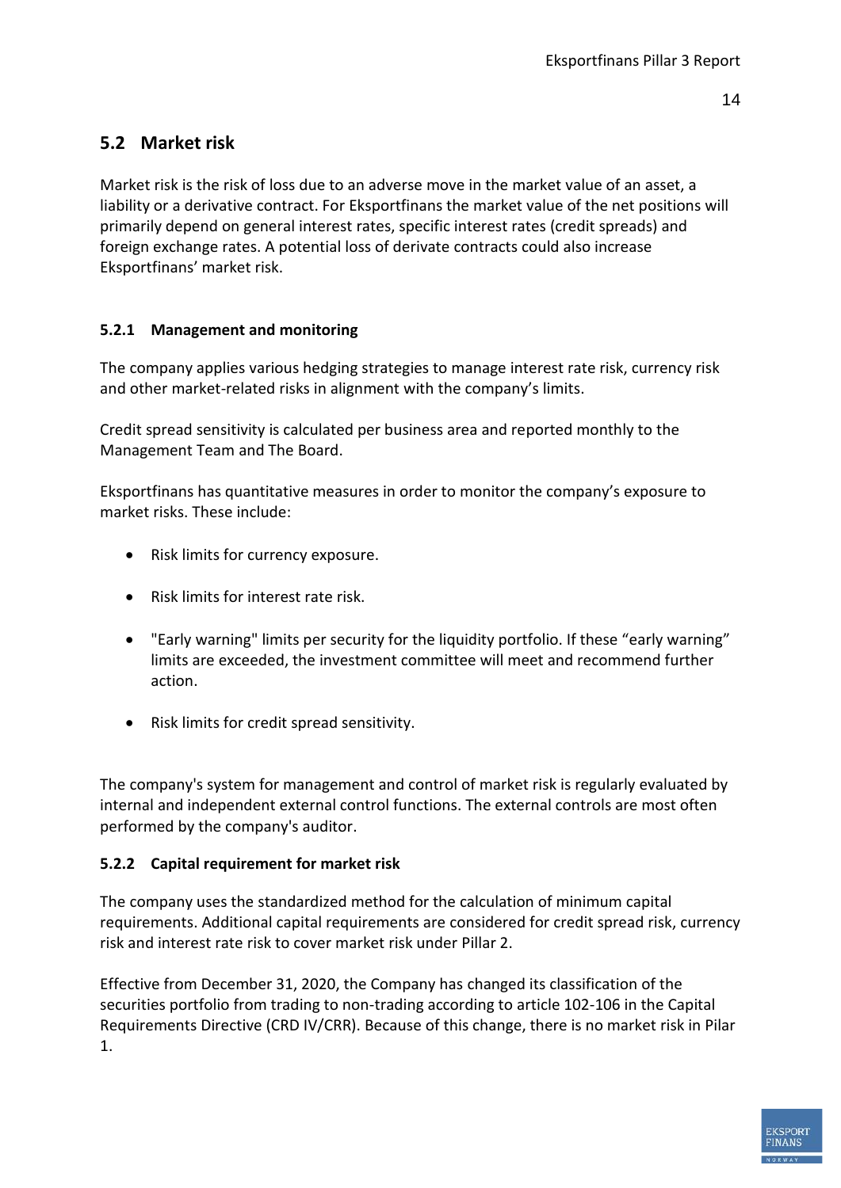## 5.2 Market risk

Market risk is the risk of loss due to an adverse move in the market value of an asset, a liability or a derivative contract. For Eksportfinans the market value of the net positions will primarily depend on general interest rates, specific interest rates (credit spreads) and foreign exchange rates. A potential loss of derivate contracts could also increase Eksportfinans' market risk.

### 5.2.1 Management and monitoring

The company applies various hedging strategies to manage interest rate risk, currency risk and other market-related risks in alignment with the company's limits.

Credit spread sensitivity is calculated per business area and reported monthly to the Management Team and The Board.

Eksportfinans has quantitative measures in order to monitor the company's exposure to market risks. These include:

- Risk limits for currency exposure.
- Risk limits for interest rate risk.
- "Early warning" limits per security for the liquidity portfolio. If these "early warning" limits are exceeded, the investment committee will meet and recommend further action.
- Risk limits for credit spread sensitivity.

The company's system for management and control of market risk is regularly evaluated by internal and independent external control functions. The external controls are most often performed by the company's auditor.

### 5.2.2 Capital requirement for market risk

The company uses the standardized method for the calculation of minimum capital requirements. Additional capital requirements are considered for credit spread risk, currency risk and interest rate risk to cover market risk under Pillar 2.

Effective from December 31, 2020, the Company has changed its classification of the securities portfolio from trading to non-trading according to article 102-106 in the Capital Requirements Directive (CRD IV/CRR). Because of this change, there is no market risk in Pilar 1.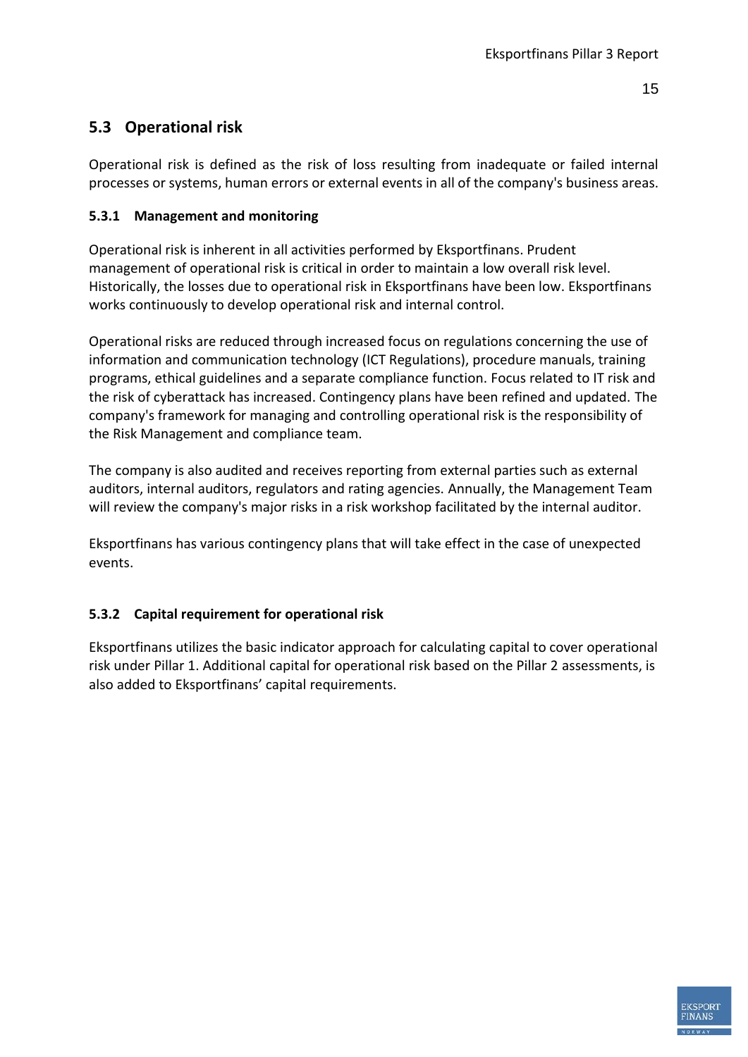## 5.3 Operational risk

Operational risk is defined as the risk of loss resulting from inadequate or failed internal processes or systems, human errors or external events in all of the company's business areas.

### 5.3.1 Management and monitoring

Operational risk is inherent in all activities performed by Eksportfinans. Prudent management of operational risk is critical in order to maintain a low overall risk level. Historically, the losses due to operational risk in Eksportfinans have been low. Eksportfinans works continuously to develop operational risk and internal control.

Operational risks are reduced through increased focus on regulations concerning the use of information and communication technology (ICT Regulations), procedure manuals, training programs, ethical guidelines and a separate compliance function. Focus related to IT risk and the risk of cyberattack has increased. Contingency plans have been refined and updated. The company's framework for managing and controlling operational risk is the responsibility of the Risk Management and compliance team.

The company is also audited and receives reporting from external parties such as external auditors, internal auditors, regulators and rating agencies. Annually, the Management Team will review the company's major risks in a risk workshop facilitated by the internal auditor.

Eksportfinans has various contingency plans that will take effect in the case of unexpected events.

### 5.3.2 Capital requirement for operational risk

Eksportfinans utilizes the basic indicator approach for calculating capital to cover operational risk under Pillar 1. Additional capital for operational risk based on the Pillar 2 assessments, is also added to Eksportfinans' capital requirements.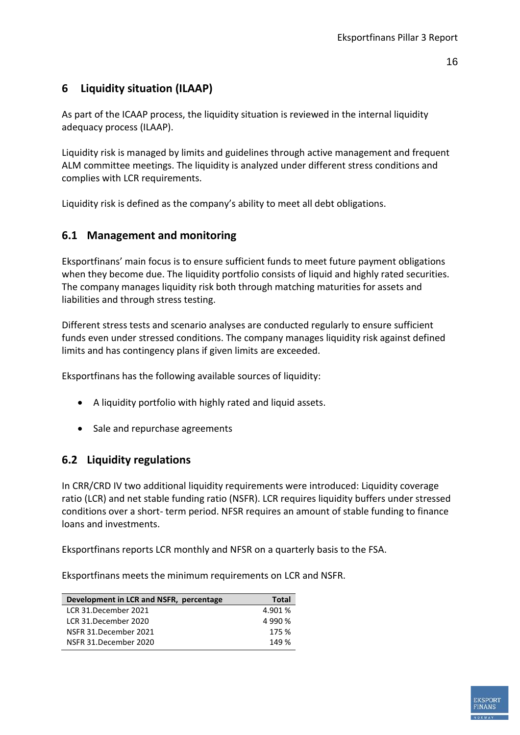# 6 Liquidity situation (ILAAP)

As part of the ICAAP process, the liquidity situation is reviewed in the internal liquidity adequacy process (ILAAP).

Liquidity risk is managed by limits and guidelines through active management and frequent ALM committee meetings. The liquidity is analyzed under different stress conditions and complies with LCR requirements.

Liquidity risk is defined as the company's ability to meet all debt obligations.

## 6.1 Management and monitoring

Eksportfinans' main focus is to ensure sufficient funds to meet future payment obligations when they become due. The liquidity portfolio consists of liquid and highly rated securities. The company manages liquidity risk both through matching maturities for assets and liabilities and through stress testing.

Different stress tests and scenario analyses are conducted regularly to ensure sufficient funds even under stressed conditions. The company manages liquidity risk against defined limits and has contingency plans if given limits are exceeded.

Eksportfinans has the following available sources of liquidity:

- A liquidity portfolio with highly rated and liquid assets.
- Sale and repurchase agreements

## 6.2 Liquidity regulations

In CRR/CRD IV two additional liquidity requirements were introduced: Liquidity coverage ratio (LCR) and net stable funding ratio (NSFR). LCR requires liquidity buffers under stressed conditions over a short- term period. NFSR requires an amount of stable funding to finance loans and investments.

Eksportfinans reports LCR monthly and NFSR on a quarterly basis to the FSA.

Eksportfinans meets the minimum requirements on LCR and NSFR.

| Development in LCR and NSFR, percentage | Total |
|---|---|
| LCR 31.December 2021 | 4.901 % |
| LCR 31.December 2020 | 4 990 % |
| NSFR 31.December 2021 | 175 % |
| NSFR 31.December 2020 | 149 % |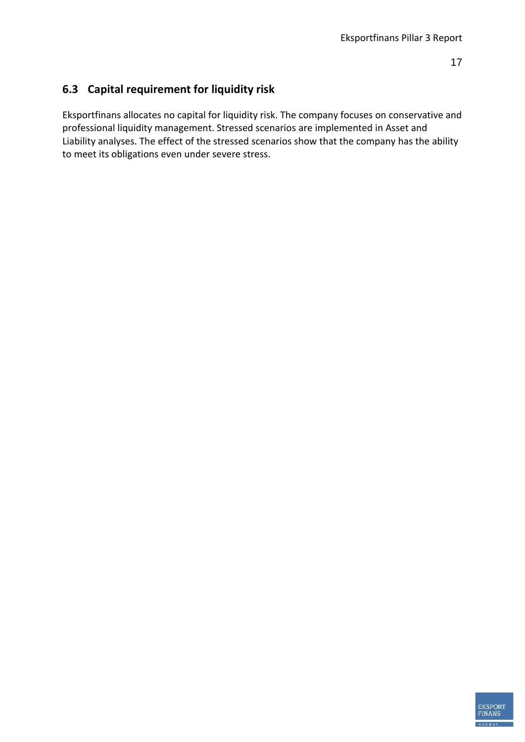## 6.3 Capital requirement for liquidity risk

Eksportfinans allocates no capital for liquidity risk. The company focuses on conservative and professional liquidity management. Stressed scenarios are implemented in Asset and Liability analyses. The effect of the stressed scenarios show that the company has the ability to meet its obligations even under severe stress.